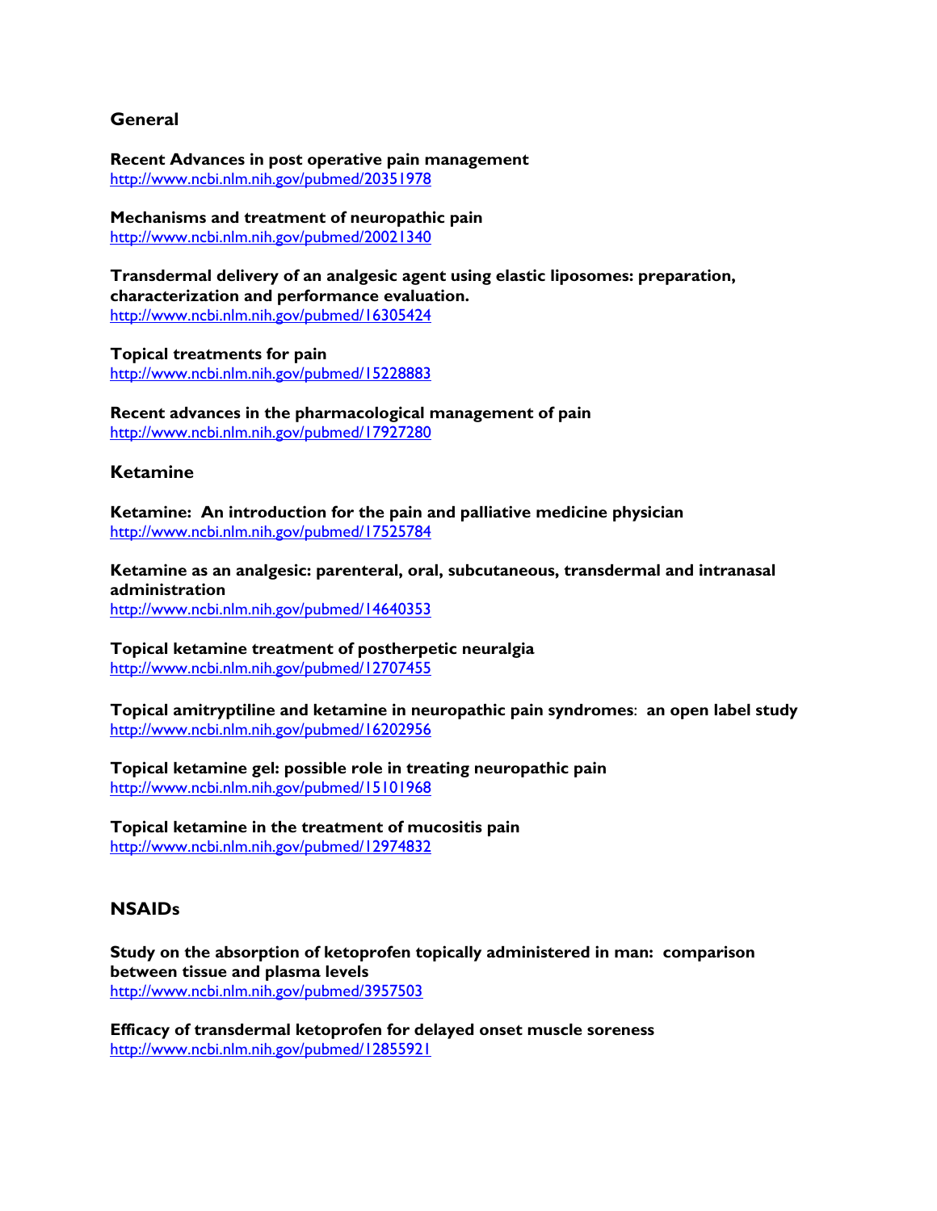## General

**Recent Advances in post operative pain management**
http://www.ncbi.nlm.nih.gov/pubmed/20351978

**Mechanisms and treatment of neuropathic pain**
http://www.ncbi.nlm.nih.gov/pubmed/20021340

**Transdermal delivery of an analgesic agent using elastic liposomes: preparation, characterization and performance evaluation.**
http://www.ncbi.nlm.nih.gov/pubmed/16305424

**Topical treatments for pain**
http://www.ncbi.nlm.nih.gov/pubmed/15228883

**Recent advances in the pharmacological management of pain**
http://www.ncbi.nlm.nih.gov/pubmed/17927280

## Ketamine

**Ketamine: An introduction for the pain and palliative medicine physician**
http://www.ncbi.nlm.nih.gov/pubmed/17525784

**Ketamine as an analgesic: parenteral, oral, subcutaneous, transdermal and intranasal administration**
http://www.ncbi.nlm.nih.gov/pubmed/14640353

**Topical ketamine treatment of postherpetic neuralgia**
http://www.ncbi.nlm.nih.gov/pubmed/12707455

**Topical amitryptiline and ketamine in neuropathic pain syndromes**: **an open label study**
http://www.ncbi.nlm.nih.gov/pubmed/16202956

**Topical ketamine gel: possible role in treating neuropathic pain**
http://www.ncbi.nlm.nih.gov/pubmed/15101968

**Topical ketamine in the treatment of mucositis pain**
http://www.ncbi.nlm.nih.gov/pubmed/12974832

## NSAIDs

**Study on the absorption of ketoprofen topically administered in man: comparison between tissue and plasma levels**
http://www.ncbi.nlm.nih.gov/pubmed/3957503

**Efficacy of transdermal ketoprofen for delayed onset muscle soreness**
http://www.ncbi.nlm.nih.gov/pubmed/12855921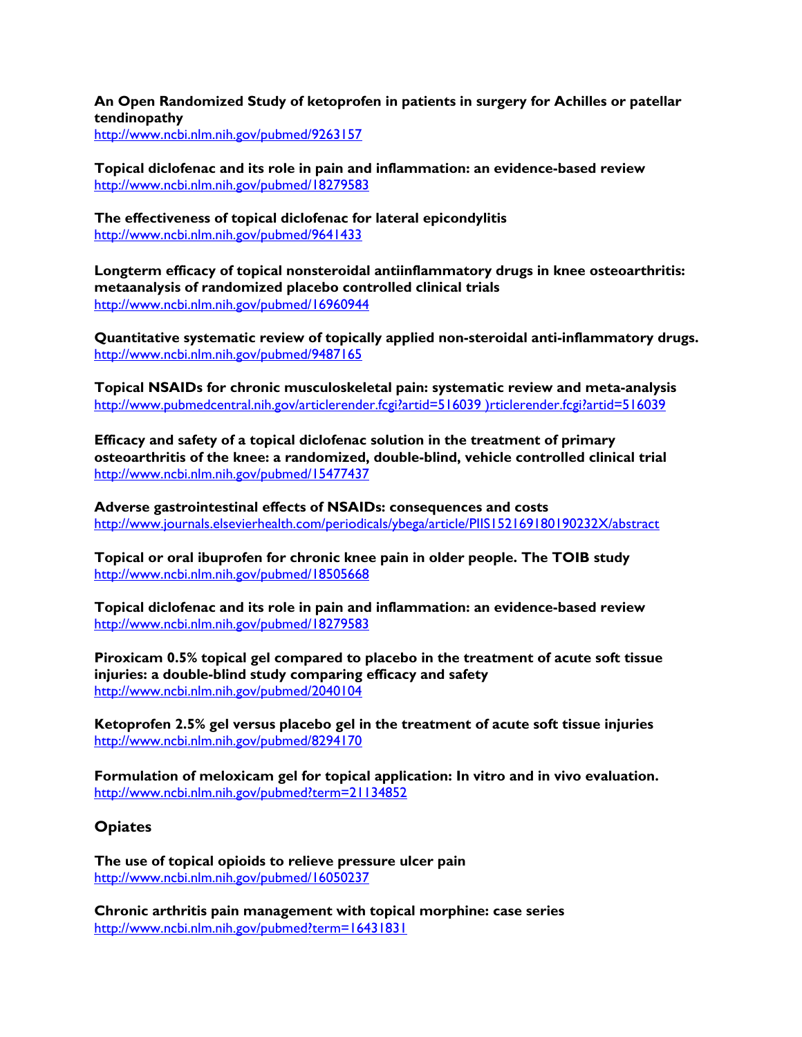**An Open Randomized Study of ketoprofen in patients in surgery for Achilles or patellar tendinopathy**
http://www.ncbi.nlm.nih.gov/pubmed/9263157

**Topical diclofenac and its role in pain and inflammation: an evidence-based review**
http://www.ncbi.nlm.nih.gov/pubmed/18279583

**The effectiveness of topical diclofenac for lateral epicondylitis**
http://www.ncbi.nlm.nih.gov/pubmed/9641433

**Longterm efficacy of topical nonsteroidal antiinflammatory drugs in knee osteoarthritis: metaanalysis of randomized placebo controlled clinical trials**
http://www.ncbi.nlm.nih.gov/pubmed/16960944

**Quantitative systematic review of topically applied non-steroidal anti-inflammatory drugs.**
http://www.ncbi.nlm.nih.gov/pubmed/9487165

**Topical NSAIDs for chronic musculoskeletal pain: systematic review and meta-analysis**
http://www.pubmedcentral.nih.gov/articlerender.fcgi?artid=516039 )rticlerender.fcgi?artid=516039

**Efficacy and safety of a topical diclofenac solution in the treatment of primary osteoarthritis of the knee: a randomized, double-blind, vehicle controlled clinical trial**
http://www.ncbi.nlm.nih.gov/pubmed/15477437

**Adverse gastrointestinal effects of NSAIDs: consequences and costs**
http://www.journals.elsevierhealth.com/periodicals/ybega/article/PIIS152169180190232X/abstract

**Topical or oral ibuprofen for chronic knee pain in older people. The TOIB study**
http://www.ncbi.nlm.nih.gov/pubmed/18505668

**Topical diclofenac and its role in pain and inflammation: an evidence-based review**
http://www.ncbi.nlm.nih.gov/pubmed/18279583

**Piroxicam 0.5% topical gel compared to placebo in the treatment of acute soft tissue injuries: a double-blind study comparing efficacy and safety**
http://www.ncbi.nlm.nih.gov/pubmed/2040104

**Ketoprofen 2.5% gel versus placebo gel in the treatment of acute soft tissue injuries**
http://www.ncbi.nlm.nih.gov/pubmed/8294170

**Formulation of meloxicam gel for topical application: In vitro and in vivo evaluation.**
http://www.ncbi.nlm.nih.gov/pubmed?term=21134852

### Opiates

**The use of topical opioids to relieve pressure ulcer pain**
http://www.ncbi.nlm.nih.gov/pubmed/16050237

**Chronic arthritis pain management with topical morphine: case series**
http://www.ncbi.nlm.nih.gov/pubmed?term=16431831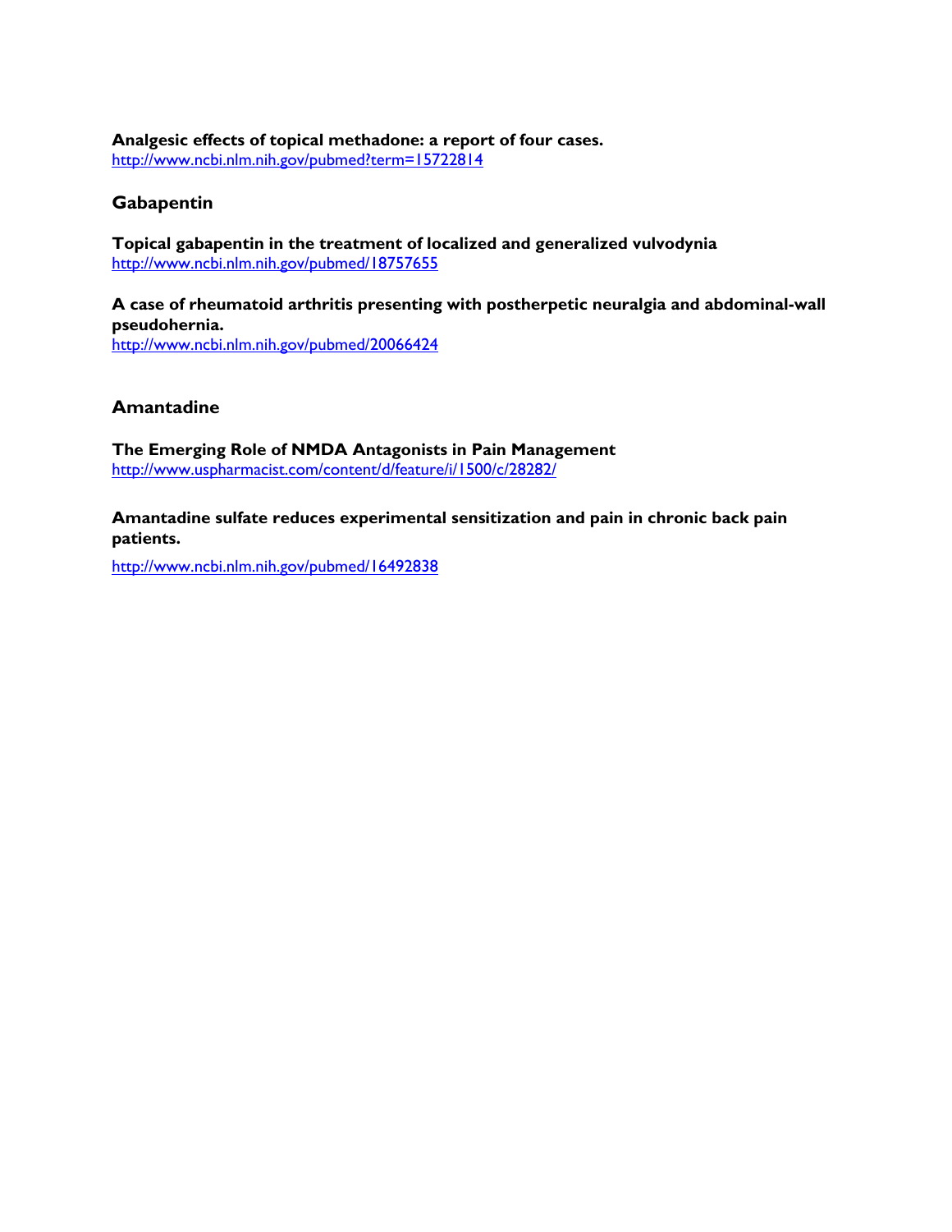**Analgesic effects of topical methadone: a report of four cases.**
http://www.ncbi.nlm.nih.gov/pubmed?term=15722814

## Gabapentin

**Topical gabapentin in the treatment of localized and generalized vulvodynia**
http://www.ncbi.nlm.nih.gov/pubmed/18757655

**A case of rheumatoid arthritis presenting with postherpetic neuralgia and abdominal-wall pseudohernia.**
http://www.ncbi.nlm.nih.gov/pubmed/20066424

## Amantadine

**The Emerging Role of NMDA Antagonists in Pain Management**
http://www.uspharmacist.com/content/d/feature/i/1500/c/28282/

**Amantadine sulfate reduces experimental sensitization and pain in chronic back pain patients.**

http://www.ncbi.nlm.nih.gov/pubmed/16492838